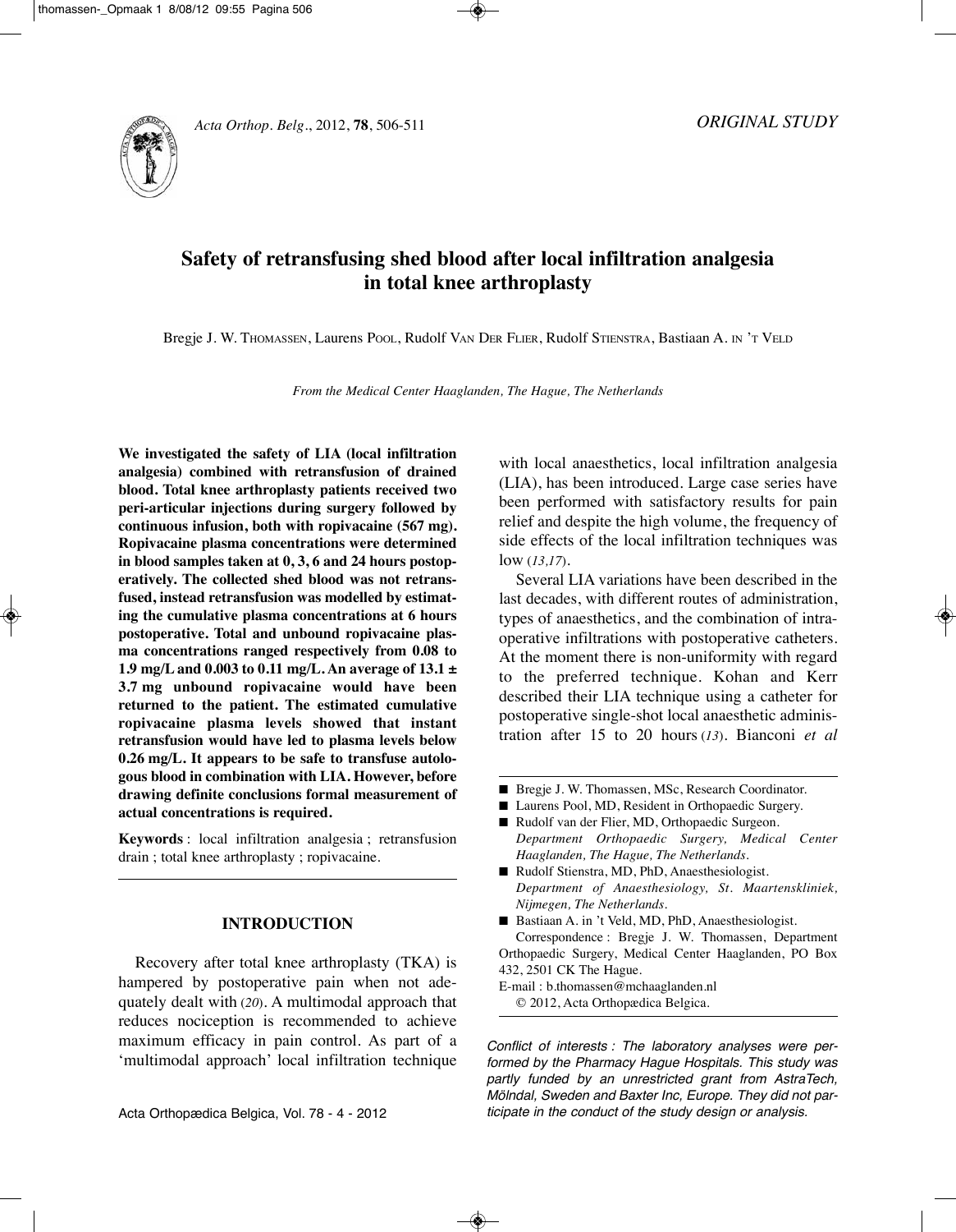*ORIGINAL STUDY*

# Safety of retransfusing shed blood after local infiltration analgesia in total knee arthroplasty

Bregje J. W. Thomassen, Laurens Pool, Rudolf Van Der Flier, Rudolf Stienstra, Bastiaan A. in 't Veld

*From the Medical Center Haaglanden, The Hague, The Netherlands*

**We investigated the safety of LIA (local infiltration analgesia) combined with retransfusion of drained blood. Total knee arthroplasty patients received two peri-articular injections during surgery followed by continuous infusion, both with ropivacaine (567 mg). Ropivacaine plasma concentrations were determined in blood samples taken at 0, 3, 6 and 24 hours postoperatively. The collected shed blood was not retransfused, instead retransfusion was modelled by estimating the cumulative plasma concentrations at 6 hours postoperative. Total and unbound ropivacaine plasma concentrations ranged respectively from 0.08 to 1.9 mg/L and 0.003 to 0.11 mg/L. An average of 13.1 ± 3.7 mg unbound ropivacaine would have been returned to the patient. The estimated cumulative ropivacaine plasma levels showed that instant retransfusion would have led to plasma levels below 0.26 mg/L. It appears to be safe to transfuse autologous blood in combination with LIA. However, before drawing definite conclusions formal measurement of actual concentrations is required.**

**Keywords** : local infiltration analgesia ; retransfusion drain ; total knee arthroplasty ; ropivacaine.

## INTRODUCTION

Recovery after total knee arthroplasty (TKA) is hampered by postoperative pain when not adequately dealt with (*20*). A multimodal approach that reduces nociception is recommended to achieve maximum efficacy in pain control. As part of a 'multimodal approach' local infiltration technique with local anaesthetics, local infiltration analgesia (LIA), has been introduced. Large case series have been performed with satisfactory results for pain relief and despite the high volume, the frequency of side effects of the local infiltration techniques was low (*13,17*).

Several LIA variations have been described in the last decades, with different routes of administration, types of anaesthetics, and the combination of intraoperative infiltrations with postoperative catheters. At the moment there is non-uniformity with regard to the preferred technique. Kohan and Kerr described their LIA technique using a catheter for postoperative single-shot local anaesthetic administration after 15 to 20 hours (*13*). Bianconi *et al*

---

- Bregje J. W. Thomassen, MSc, Research Coordinator.
- Laurens Pool, MD, Resident in Orthopaedic Surgery.
- Rudolf van der Flier, MD, Orthopaedic Surgeon.
  *Department Orthopaedic Surgery, Medical Center Haaglanden, The Hague, The Netherlands.*
- Rudolf Stienstra, MD, PhD, Anaesthesiologist.
  *Department of Anaesthesiology, St. Maartenskliniek, Nijmegen, The Netherlands.*
- Bastiaan A. in 't Veld, MD, PhD, Anaesthesiologist.

Correspondence : Bregje J. W. Thomassen, Department Orthopaedic Surgery, Medical Center Haaglanden, PO Box 432, 2501 CK The Hague.

E-mail : b.thomassen@mchaaglanden.nl

© 2012, Acta Orthopædica Belgica.

*Conflict of interests : The laboratory analyses were performed by the Pharmacy Hague Hospitals. This study was partly funded by an unrestricted grant from AstraTech, Mölndal, Sweden and Baxter Inc, Europe. They did not participate in the conduct of the study design or analysis.*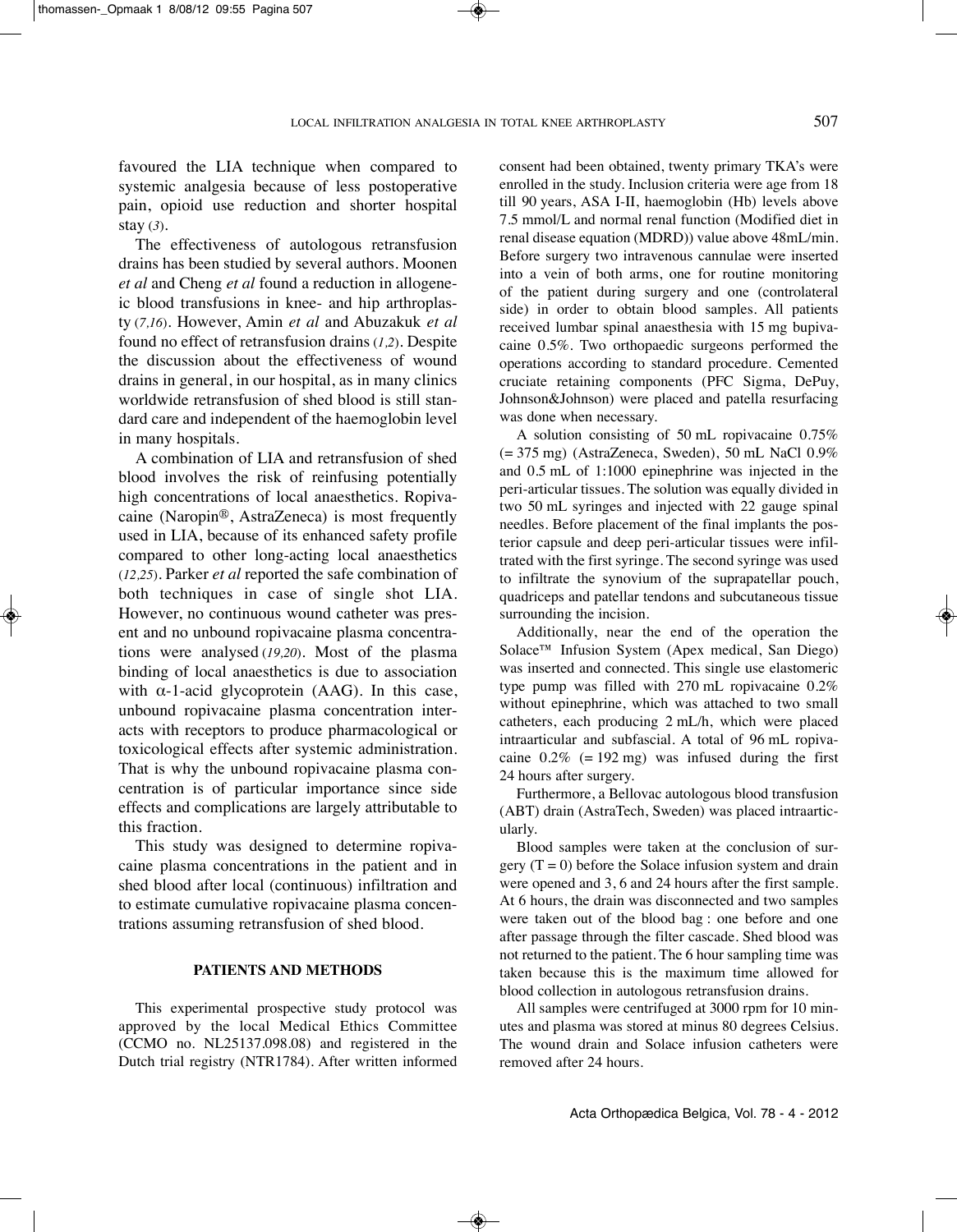favoured the LIA technique when compared to systemic analgesia because of less postoperative pain, opioid use reduction and shorter hospital stay (*3*).

The effectiveness of autologous retransfusion drains has been studied by several authors. Moonen *et al* and Cheng *et al* found a reduction in allogeneic blood transfusions in knee- and hip arthroplasty (*7,16*). However, Amin *et al* and Abuzakuk *et al* found no effect of retransfusion drains (*1,2*). Despite the discussion about the effectiveness of wound drains in general, in our hospital, as in many clinics worldwide retransfusion of shed blood is still standard care and independent of the haemoglobin level in many hospitals.

A combination of LIA and retransfusion of shed blood involves the risk of reinfusing potentially high concentrations of local anaesthetics. Ropivacaine (Naropin®, AstraZeneca) is most frequently used in LIA, because of its enhanced safety profile compared to other long-acting local anaesthetics (*12,25*). Parker *et al* reported the safe combination of both techniques in case of single shot LIA. However, no continuous wound catheter was present and no unbound ropivacaine plasma concentrations were analysed (*19,20*). Most of the plasma binding of local anaesthetics is due to association with $\alpha$-1-acid glycoprotein (AAG). In this case, unbound ropivacaine plasma concentration interacts with receptors to produce pharmacological or toxicological effects after systemic administration. That is why the unbound ropivacaine plasma concentration is of particular importance since side effects and complications are largely attributable to this fraction.

This study was designed to determine ropivacaine plasma concentrations in the patient and in shed blood after local (continuous) infiltration and to estimate cumulative ropivacaine plasma concentrations assuming retransfusion of shed blood.

## PATIENTS AND METHODS

This experimental prospective study protocol was approved by the local Medical Ethics Committee (CCMO no. NL25137.098.08) and registered in the Dutch trial registry (NTR1784). After written informed consent had been obtained, twenty primary TKA's were enrolled in the study. Inclusion criteria were age from 18 till 90 years, ASA I-II, haemoglobin (Hb) levels above 7.5 mmol/L and normal renal function (Modified diet in renal disease equation (MDRD)) value above 48mL/min. Before surgery two intravenous cannulae were inserted into a vein of both arms, one for routine monitoring of the patient during surgery and one (controlateral side) in order to obtain blood samples. All patients received lumbar spinal anaesthesia with 15 mg bupivacaine 0.5%. Two orthopaedic surgeons performed the operations according to standard procedure. Cemented cruciate retaining components (PFC Sigma, DePuy, Johnson&Johnson) were placed and patella resurfacing was done when necessary.

A solution consisting of 50 mL ropivacaine 0.75% (= 375 mg) (AstraZeneca, Sweden), 50 mL NaCl 0.9% and 0.5 mL of 1:1000 epinephrine was injected in the peri-articular tissues. The solution was equally divided in two 50 mL syringes and injected with 22 gauge spinal needles. Before placement of the final implants the posterior capsule and deep peri-articular tissues were infiltrated with the first syringe. The second syringe was used to infiltrate the synovium of the suprapatellar pouch, quadriceps and patellar tendons and subcutaneous tissue surrounding the incision.

Additionally, near the end of the operation the Solace™ Infusion System (Apex medical, San Diego) was inserted and connected. This single use elastomeric type pump was filled with 270 mL ropivacaine 0.2% without epinephrine, which was attached to two small catheters, each producing 2 mL/h, which were placed intraarticular and subfascial. A total of 96 mL ropivacaine 0.2% (= 192 mg) was infused during the first 24 hours after surgery.

Furthermore, a Bellovac autologous blood transfusion (ABT) drain (AstraTech, Sweden) was placed intraarticularly.

Blood samples were taken at the conclusion of surgery (T = 0) before the Solace infusion system and drain were opened and 3, 6 and 24 hours after the first sample. At 6 hours, the drain was disconnected and two samples were taken out of the blood bag : one before and one after passage through the filter cascade. Shed blood was not returned to the patient. The 6 hour sampling time was taken because this is the maximum time allowed for blood collection in autologous retransfusion drains.

All samples were centrifuged at 3000 rpm for 10 minutes and plasma was stored at minus 80 degrees Celsius. The wound drain and Solace infusion catheters were removed after 24 hours.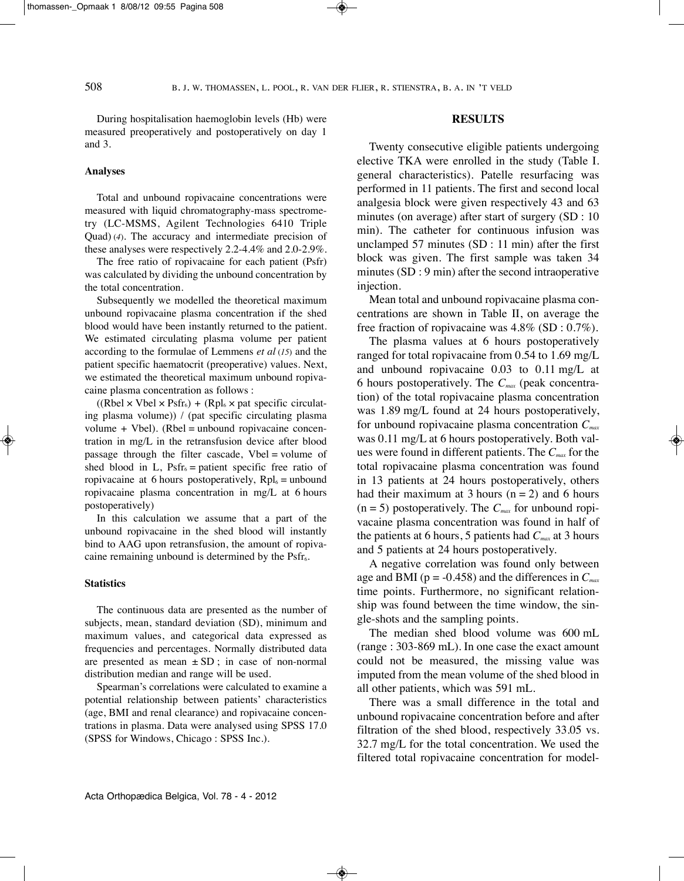During hospitalisation haemoglobin levels (Hb) were measured preoperatively and postoperatively on day 1 and 3.

### Analyses

Total and unbound ropivacaine concentrations were measured with liquid chromatography-mass spectrometry (LC-MSMS, Agilent Technologies 6410 Triple Quad) (*4*). The accuracy and intermediate precision of these analyses were respectively 2.2-4.4% and 2.0-2.9%.

The free ratio of ropivacaine for each patient (Psfr) was calculated by dividing the unbound concentration by the total concentration.

Subsequently we modelled the theoretical maximum unbound ropivacaine plasma concentration if the shed blood would have been instantly returned to the patient. We estimated circulating plasma volume per patient according to the formulae of Lemmens *et al* (*15*) and the patient specific haematocrit (preoperative) values. Next, we estimated the theoretical maximum unbound ropivacaine plasma concentration as follows :

((Rbel × Vbel × $Psfr_6$) + ($Rpl_6$ × pat specific circulating plasma volume)) / (pat specific circulating plasma volume + Vbel). (Rbel = unbound ropivacaine concentration in mg/L in the retransfusion device after blood passage through the filter cascade, Vbel = volume of shed blood in L, $Psfr_6$ = patient specific free ratio of ropivacaine at 6 hours postoperatively, $Rpl_6$ = unbound ropivacaine plasma concentration in mg/L at 6 hours postoperatively)

In this calculation we assume that a part of the unbound ropivacaine in the shed blood will instantly bind to AAG upon retransfusion, the amount of ropivacaine remaining unbound is determined by the $Psfr_6$.

### Statistics

The continuous data are presented as the number of subjects, mean, standard deviation (SD), minimum and maximum values, and categorical data expressed as frequencies and percentages. Normally distributed data are presented as mean ± SD ; in case of non-normal distribution median and range will be used.

Spearman's correlations were calculated to examine a potential relationship between patients' characteristics (age, BMI and renal clearance) and ropivacaine concentrations in plasma. Data were analysed using SPSS 17.0 (SPSS for Windows, Chicago : SPSS Inc.).

## RESULTS

Twenty consecutive eligible patients undergoing elective TKA were enrolled in the study (Table I. general characteristics). Patelle resurfacing was performed in 11 patients. The first and second local analgesia block were given respectively 43 and 63 minutes (on average) after start of surgery (SD : 10 min). The catheter for continuous infusion was unclamped 57 minutes (SD : 11 min) after the first block was given. The first sample was taken 34 minutes (SD : 9 min) after the second intraoperative injection.

Mean total and unbound ropivacaine plasma concentrations are shown in Table II, on average the free fraction of ropivacaine was 4.8% (SD : 0.7%).

The plasma values at 6 hours postoperatively ranged for total ropivacaine from 0.54 to 1.69 mg/L and unbound ropivacaine 0.03 to 0.11 mg/L at 6 hours postoperatively. The $C_{max}$ (peak concentration) of the total ropivacaine plasma concentration was 1.89 mg/L found at 24 hours postoperatively, for unbound ropivacaine plasma concentration $C_{max}$ was 0.11 mg/L at 6 hours postoperatively. Both values were found in different patients. The $C_{max}$ for the total ropivacaine plasma concentration was found in 13 patients at 24 hours postoperatively, others had their maximum at 3 hours (n = 2) and 6 hours (n = 5) postoperatively. The $C_{max}$ for unbound ropivacaine plasma concentration was found in half of the patients at 6 hours, 5 patients had $C_{max}$ at 3 hours and 5 patients at 24 hours postoperatively.

A negative correlation was found only between age and BMI (p = -0.458) and the differences in $C_{max}$ time points. Furthermore, no significant relationship was found between the time window, the single-shots and the sampling points.

The median shed blood volume was 600 mL (range : 303-869 mL). In one case the exact amount could not be measured, the missing value was imputed from the mean volume of the shed blood in all other patients, which was 591 mL.

There was a small difference in the total and unbound ropivacaine concentration before and after filtration of the shed blood, respectively 33.05 vs. 32.7 mg/L for the total concentration. We used the filtered total ropivacaine concentration for model-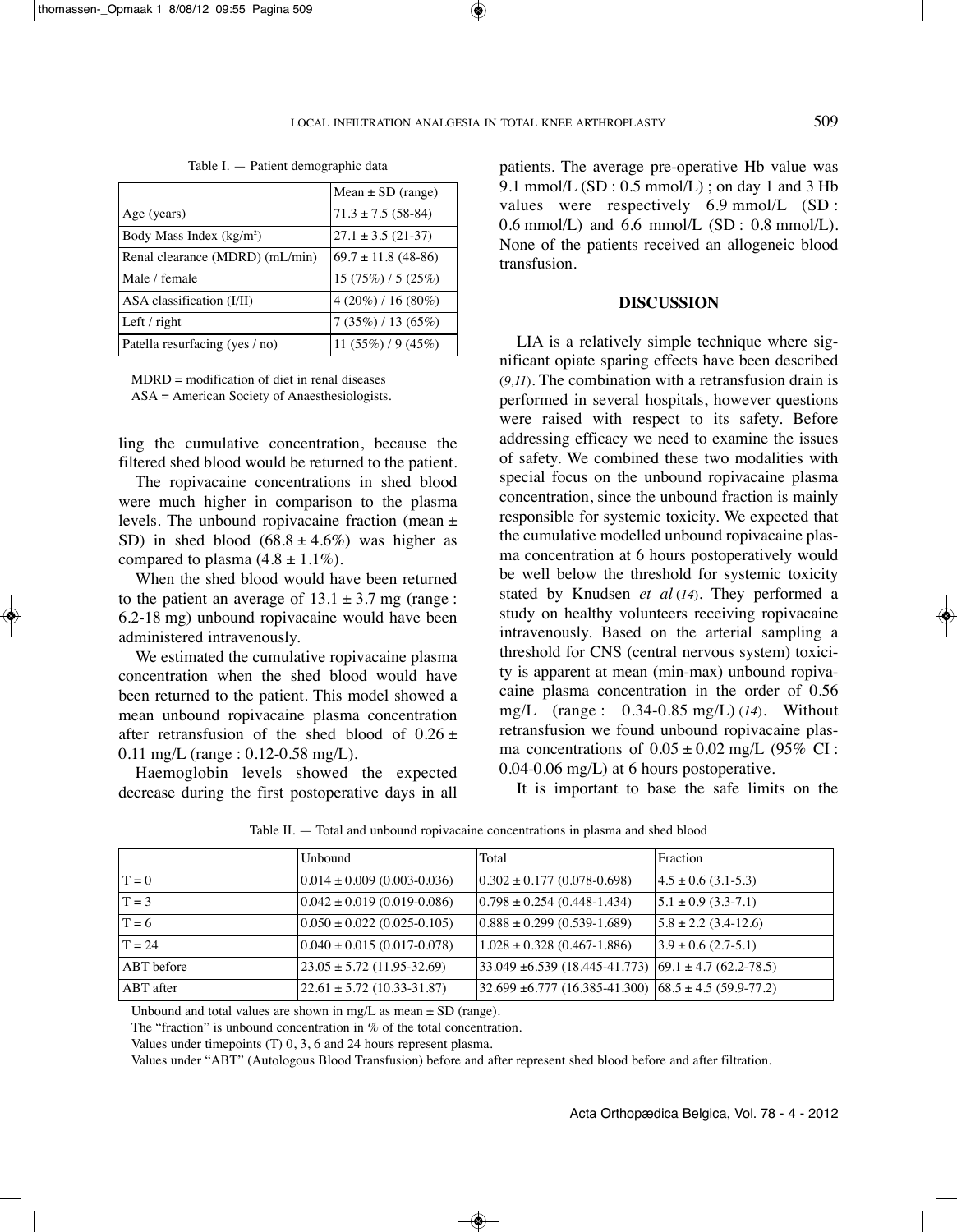Table I. — Patient demographic data

| | Mean ± SD (range) |
|---|---|
| Age (years) | 71.3 ± 7.5 (58-84) |
| Body Mass Index (kg/m$^2$) | 27.1 ± 3.5 (21-37) |
| Renal clearance (MDRD) (mL/min) | 69.7 ± 11.8 (48-86) |
| Male / female | 15 (75%) / 5 (25%) |
| ASA classification (I/II) | 4 (20%) / 16 (80%) |
| Left / right | 7 (35%) / 13 (65%) |
| Patella resurfacing (yes / no) | 11 (55%) / 9 (45%) |

MDRD = modification of diet in renal diseases
ASA = American Society of Anaesthesiologists.

ling the cumulative concentration, because the filtered shed blood would be returned to the patient.

The ropivacaine concentrations in shed blood were much higher in comparison to the plasma levels. The unbound ropivacaine fraction (mean ± SD) in shed blood (68.8 ± 4.6%) was higher as compared to plasma (4.8 ± 1.1%).

When the shed blood would have been returned to the patient an average of 13.1 ± 3.7 mg (range : 6.2-18 mg) unbound ropivacaine would have been administered intravenously.

We estimated the cumulative ropivacaine plasma concentration when the shed blood would have been returned to the patient. This model showed a mean unbound ropivacaine plasma concentration after retransfusion of the shed blood of 0.26 ± 0.11 mg/L (range : 0.12-0.58 mg/L).

Haemoglobin levels showed the expected decrease during the first postoperative days in all patients. The average pre-operative Hb value was 9.1 mmol/L (SD : 0.5 mmol/L) ; on day 1 and 3 Hb values were respectively 6.9 mmol/L (SD : 0.6 mmol/L) and 6.6 mmol/L (SD : 0.8 mmol/L). None of the patients received an allogeneic blood transfusion.

## DISCUSSION

LIA is a relatively simple technique where significant opiate sparing effects have been described (9,11). The combination with a retransfusion drain is performed in several hospitals, however questions were raised with respect to its safety. Before addressing efficacy we need to examine the issues of safety. We combined these two modalities with special focus on the unbound ropivacaine plasma concentration, since the unbound fraction is mainly responsible for systemic toxicity. We expected that the cumulative modelled unbound ropivacaine plasma concentration at 6 hours postoperatively would be well below the threshold for systemic toxicity stated by Knudsen *et al* (14). They performed a study on healthy volunteers receiving ropivacaine intravenously. Based on the arterial sampling a threshold for CNS (central nervous system) toxicity is apparent at mean (min-max) unbound ropivacaine plasma concentration in the order of 0.56 mg/L (range : 0.34-0.85 mg/L) (14). Without retransfusion we found unbound ropivacaine plasma concentrations of 0.05 ± 0.02 mg/L (95% CI : 0.04-0.06 mg/L) at 6 hours postoperative.

It is important to base the safe limits on the

Table II. — Total and unbound ropivacaine concentrations in plasma and shed blood

| | Unbound | Total | Fraction |
|---|---|---|---|
| T = 0 | 0.014 ± 0.009 (0.003-0.036) | 0.302 ± 0.177 (0.078-0.698) | 4.5 ± 0.6 (3.1-5.3) |
| T = 3 | 0.042 ± 0.019 (0.019-0.086) | 0.798 ± 0.254 (0.448-1.434) | 5.1 ± 0.9 (3.3-7.1) |
| T = 6 | 0.050 ± 0.022 (0.025-0.105) | 0.888 ± 0.299 (0.539-1.689) | 5.8 ± 2.2 (3.4-12.6) |
| T = 24 | 0.040 ± 0.015 (0.017-0.078) | 1.028 ± 0.328 (0.467-1.886) | 3.9 ± 0.6 (2.7-5.1) |
| ABT before | 23.05 ± 5.72 (11.95-32.69) | 33.049 ±6.539 (18.445-41.773) | 69.1 ± 4.7 (62.2-78.5) |
| ABT after | 22.61 ± 5.72 (10.33-31.87) | 32.699 ±6.777 (16.385-41.300) | 68.5 ± 4.5 (59.9-77.2) |

Unbound and total values are shown in mg/L as mean ± SD (range).
The "fraction" is unbound concentration in % of the total concentration.
Values under timepoints (T) 0, 3, 6 and 24 hours represent plasma.
Values under "ABT" (Autologous Blood Transfusion) before and after represent shed blood before and after filtration.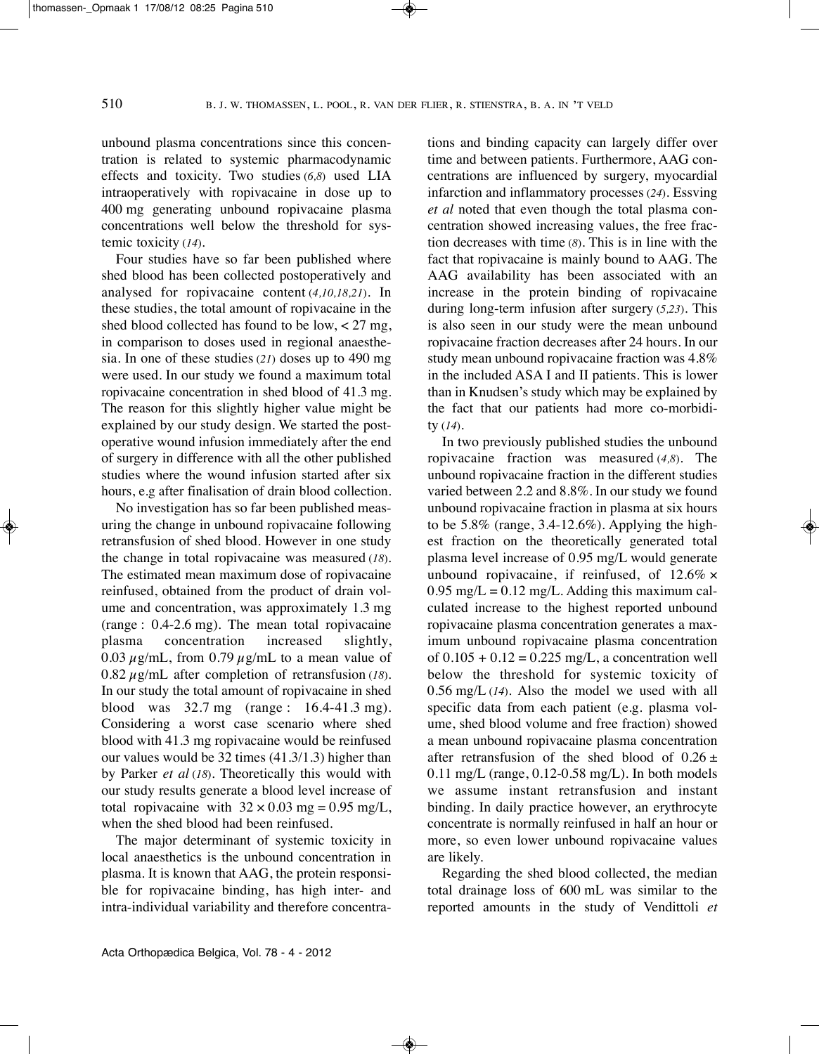unbound plasma concentrations since this concentration is related to systemic pharmacodynamic effects and toxicity. Two studies (*6,8*) used LIA intraoperatively with ropivacaine in dose up to 400 mg generating unbound ropivacaine plasma concentrations well below the threshold for systemic toxicity (*14*).

Four studies have so far been published where shed blood has been collected postoperatively and analysed for ropivacaine content (*4,10,18,21*). In these studies, the total amount of ropivacaine in the shed blood collected has found to be low, < 27 mg, in comparison to doses used in regional anaesthesia. In one of these studies (*21*) doses up to 490 mg were used. In our study we found a maximum total ropivacaine concentration in shed blood of 41.3 mg. The reason for this slightly higher value might be explained by our study design. We started the postoperative wound infusion immediately after the end of surgery in difference with all the other published studies where the wound infusion started after six hours, e.g after finalisation of drain blood collection.

No investigation has so far been published measuring the change in unbound ropivacaine following retransfusion of shed blood. However in one study the change in total ropivacaine was measured (*18*). The estimated mean maximum dose of ropivacaine reinfused, obtained from the product of drain volume and concentration, was approximately 1.3 mg (range : 0.4-2.6 mg). The mean total ropivacaine plasma concentration increased slightly, 0.03 $\mu$g/mL, from 0.79 $\mu$g/mL to a mean value of 0.82 $\mu$g/mL after completion of retransfusion (*18*). In our study the total amount of ropivacaine in shed blood was 32.7 mg (range : 16.4-41.3 mg). Considering a worst case scenario where shed blood with 41.3 mg ropivacaine would be reinfused our values would be 32 times (41.3/1.3) higher than by Parker *et al* (*18*). Theoretically this would with our study results generate a blood level increase of total ropivacaine with $32 \times 0.03$ mg = 0.95 mg/L, when the shed blood had been reinfused.

The major determinant of systemic toxicity in local anaesthetics is the unbound concentration in plasma. It is known that AAG, the protein responsible for ropivacaine binding, has high inter- and intra-individual variability and therefore concentrations and binding capacity can largely differ over time and between patients. Furthermore, AAG concentrations are influenced by surgery, myocardial infarction and inflammatory processes (*24*). Essving *et al* noted that even though the total plasma concentration showed increasing values, the free fraction decreases with time (*8*). This is in line with the fact that ropivacaine is mainly bound to AAG. The AAG availability has been associated with an increase in the protein binding of ropivacaine during long-term infusion after surgery (*5,23*). This is also seen in our study were the mean unbound ropivacaine fraction decreases after 24 hours. In our study mean unbound ropivacaine fraction was 4.8% in the included ASA I and II patients. This is lower than in Knudsen's study which may be explained by the fact that our patients had more co-morbidity (*14*).

In two previously published studies the unbound ropivacaine fraction was measured (*4,8*). The unbound ropivacaine fraction in the different studies varied between 2.2 and 8.8%. In our study we found unbound ropivacaine fraction in plasma at six hours to be 5.8% (range, 3.4-12.6%). Applying the highest fraction on the theoretically generated total plasma level increase of 0.95 mg/L would generate unbound ropivacaine, if reinfused, of $12.6\% \times 0.95$ mg/L = 0.12 mg/L. Adding this maximum calculated increase to the highest reported unbound ropivacaine plasma concentration generates a maximum unbound ropivacaine plasma concentration of $0.105 + 0.12 = 0.225$ mg/L, a concentration well below the threshold for systemic toxicity of 0.56 mg/L (*14*). Also the model we used with all specific data from each patient (e.g. plasma volume, shed blood volume and free fraction) showed a mean unbound ropivacaine plasma concentration after retransfusion of the shed blood of $0.26 \pm 0.11$ mg/L (range, 0.12-0.58 mg/L). In both models we assume instant retransfusion and instant binding. In daily practice however, an erythrocyte concentrate is normally reinfused in half an hour or more, so even lower unbound ropivacaine values are likely.

Regarding the shed blood collected, the median total drainage loss of 600 mL was similar to the reported amounts in the study of Vendittoli *et*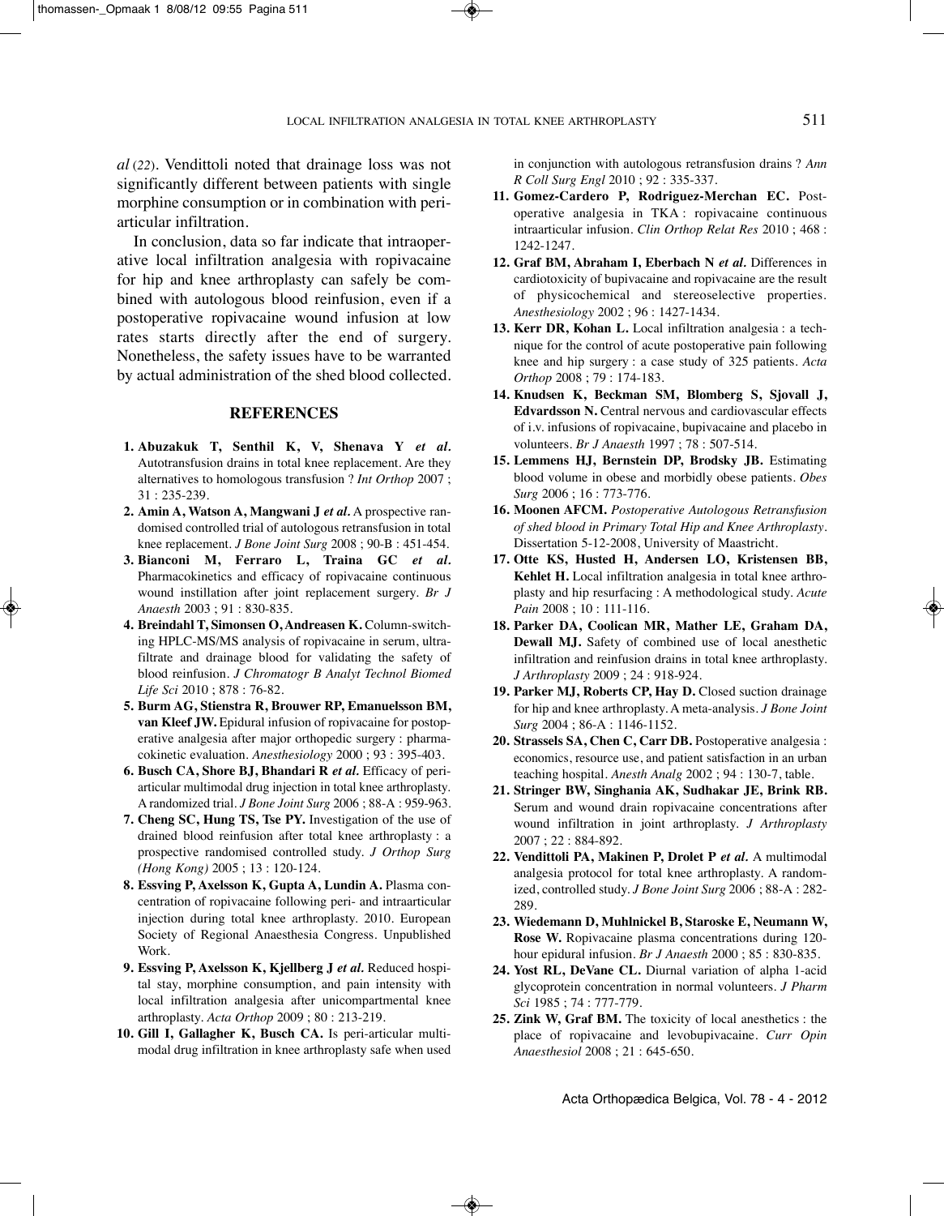*al* (22). Vendittoli noted that drainage loss was not significantly different between patients with single morphine consumption or in combination with periarticular infiltration.

In conclusion, data so far indicate that intraoperative local infiltration analgesia with ropivacaine for hip and knee arthroplasty can safely be combined with autologous blood reinfusion, even if a postoperative ropivacaine wound infusion at low rates starts directly after the end of surgery. Nonetheless, the safety issues have to be warranted by actual administration of the shed blood collected.

## REFERENCES

1. **Abuzakuk T, Senthil K, V, Shenava Y *et al.*** Autotransfusion drains in total knee replacement. Are they alternatives to homologous transfusion ? *Int Orthop* 2007 ; 31 : 235-239.
2. **Amin A, Watson A, Mangwani J *et al.*** A prospective randomised controlled trial of autologous retransfusion in total knee replacement. *J Bone Joint Surg* 2008 ; 90-B : 451-454.
3. **Bianconi M, Ferraro L, Traina GC *et al.*** Pharmacokinetics and efficacy of ropivacaine continuous wound instillation after joint replacement surgery. *Br J Anaesth* 2003 ; 91 : 830-835.
4. **Breindahl T, Simonsen O, Andreasen K.** Column-switching HPLC-MS/MS analysis of ropivacaine in serum, ultrafiltrate and drainage blood for validating the safety of blood reinfusion. *J Chromatogr B Analyt Technol Biomed Life Sci* 2010 ; 878 : 76-82.
5. **Burm AG, Stienstra R, Brouwer RP, Emanuelsson BM, van Kleef JW.** Epidural infusion of ropivacaine for postoperative analgesia after major orthopedic surgery : pharmacokinetic evaluation. *Anesthesiology* 2000 ; 93 : 395-403.
6. **Busch CA, Shore BJ, Bhandari R *et al.*** Efficacy of periarticular multimodal drug injection in total knee arthroplasty. A randomized trial. *J Bone Joint Surg* 2006 ; 88-A : 959-963.
7. **Cheng SC, Hung TS, Tse PY.** Investigation of the use of drained blood reinfusion after total knee arthroplasty : a prospective randomised controlled study. *J Orthop Surg (Hong Kong)* 2005 ; 13 : 120-124.
8. **Essving P, Axelsson K, Gupta A, Lundin A.** Plasma concentration of ropivacaine following peri- and intraarticular injection during total knee arthroplasty. 2010. European Society of Regional Anaesthesia Congress. Unpublished Work.
9. **Essving P, Axelsson K, Kjellberg J *et al.*** Reduced hospital stay, morphine consumption, and pain intensity with local infiltration analgesia after unicompartmental knee arthroplasty. *Acta Orthop* 2009 ; 80 : 213-219.
10. **Gill I, Gallagher K, Busch CA.** Is peri-articular multimodal drug infiltration in knee arthroplasty safe when used in conjunction with autologous retransfusion drains ? *Ann R Coll Surg Engl* 2010 ; 92 : 335-337.
11. **Gomez-Cardero P, Rodriguez-Merchan EC.** Postoperative analgesia in TKA : ropivacaine continuous intraarticular infusion. *Clin Orthop Relat Res* 2010 ; 468 : 1242-1247.
12. **Graf BM, Abraham I, Eberbach N *et al.*** Differences in cardiotoxicity of bupivacaine and ropivacaine are the result of physicochemical and stereoselective properties. *Anesthesiology* 2002 ; 96 : 1427-1434.
13. **Kerr DR, Kohan L.** Local infiltration analgesia : a technique for the control of acute postoperative pain following knee and hip surgery : a case study of 325 patients. *Acta Orthop* 2008 ; 79 : 174-183.
14. **Knudsen K, Beckman SM, Blomberg S, Sjovall J, Edvardsson N.** Central nervous and cardiovascular effects of i.v. infusions of ropivacaine, bupivacaine and placebo in volunteers. *Br J Anaesth* 1997 ; 78 : 507-514.
15. **Lemmens HJ, Bernstein DP, Brodsky JB.** Estimating blood volume in obese and morbidly obese patients. *Obes Surg* 2006 ; 16 : 773-776.
16. **Moonen AFCM.** *Postoperative Autologous Retransfusion of shed blood in Primary Total Hip and Knee Arthroplasty*. Dissertation 5-12-2008, University of Maastricht.
17. **Otte KS, Husted H, Andersen LO, Kristensen BB, Kehlet H.** Local infiltration analgesia in total knee arthroplasty and hip resurfacing : A methodological study. *Acute Pain* 2008 ; 10 : 111-116.
18. **Parker DA, Coolican MR, Mather LE, Graham DA, Dewall MJ.** Safety of combined use of local anesthetic infiltration and reinfusion drains in total knee arthroplasty. *J Arthroplasty* 2009 ; 24 : 918-924.
19. **Parker MJ, Roberts CP, Hay D.** Closed suction drainage for hip and knee arthroplasty. A meta-analysis. *J Bone Joint Surg* 2004 ; 86-A : 1146-1152.
20. **Strassels SA, Chen C, Carr DB.** Postoperative analgesia : economics, resource use, and patient satisfaction in an urban teaching hospital. *Anesth Analg* 2002 ; 94 : 130-7, table.
21. **Stringer BW, Singhania AK, Sudhakar JE, Brink RB.** Serum and wound drain ropivacaine concentrations after wound infiltration in joint arthroplasty. *J Arthroplasty* 2007 ; 22 : 884-892.
22. **Vendittoli PA, Makinen P, Drolet P *et al.*** A multimodal analgesia protocol for total knee arthroplasty. A randomized, controlled study. *J Bone Joint Surg* 2006 ; 88-A : 282-289.
23. **Wiedemann D, Muhlnickel B, Staroske E, Neumann W, Rose W.** Ropivacaine plasma concentrations during 120-hour epidural infusion. *Br J Anaesth* 2000 ; 85 : 830-835.
24. **Yost RL, DeVane CL.** Diurnal variation of alpha 1-acid glycoprotein concentration in normal volunteers. *J Pharm Sci* 1985 ; 74 : 777-779.
25. **Zink W, Graf BM.** The toxicity of local anesthetics : the place of ropivacaine and levobupivacaine. *Curr Opin Anaesthesiol* 2008 ; 21 : 645-650.